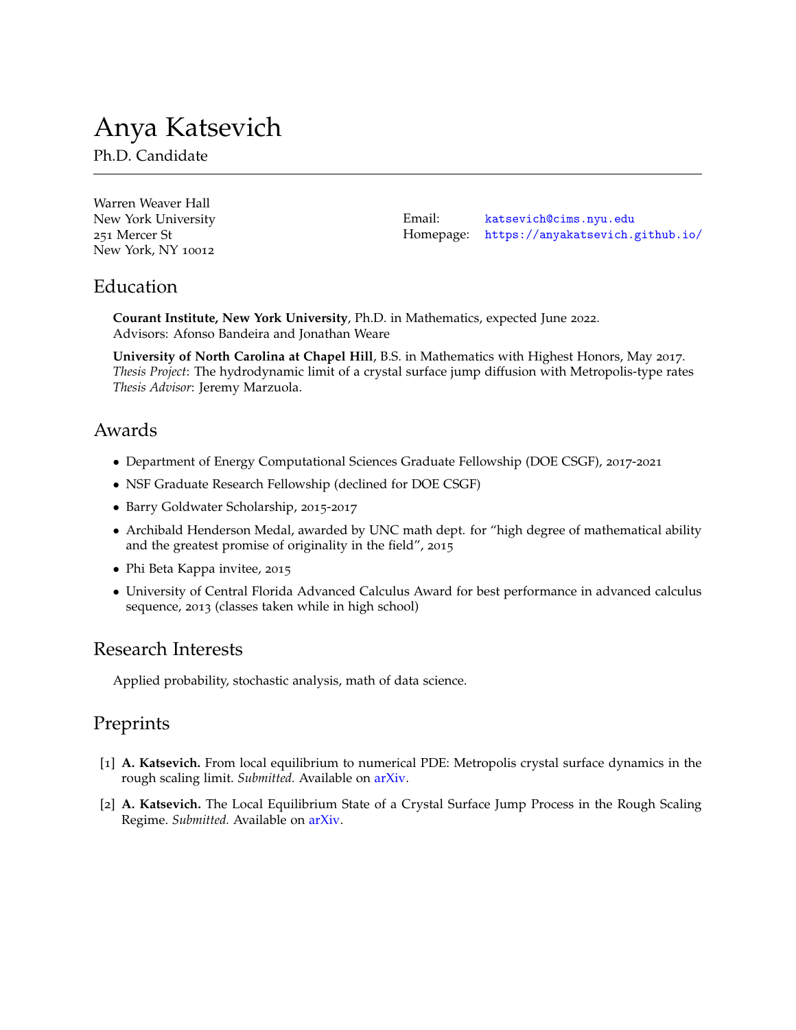# Anya Katsevich

Ph.D. Candidate

Warren Weaver Hall
New York University
251 Mercer St
New York, NY 10012

Email: katsevich@cims.nyu.edu
Homepage: https://anyakatsevich.github.io/

## Education

**Courant Institute, New York University**, Ph.D. in Mathematics, expected June 2022.
Advisors: Afonso Bandeira and Jonathan Weare

**University of North Carolina at Chapel Hill**, B.S. in Mathematics with Highest Honors, May 2017.
*Thesis Project*: The hydrodynamic limit of a crystal surface jump diffusion with Metropolis-type rates
*Thesis Advisor*: Jeremy Marzuola.

## Awards

- Department of Energy Computational Sciences Graduate Fellowship (DOE CSGF), 2017-2021
- NSF Graduate Research Fellowship (declined for DOE CSGF)
- Barry Goldwater Scholarship, 2015-2017
- Archibald Henderson Medal, awarded by UNC math dept. for "high degree of mathematical ability and the greatest promise of originality in the field", 2015
- Phi Beta Kappa invitee, 2015
- University of Central Florida Advanced Calculus Award for best performance in advanced calculus sequence, 2013 (classes taken while in high school)

## Research Interests

Applied probability, stochastic analysis, math of data science.

## Preprints

[1] **A. Katsevich.** From local equilibrium to numerical PDE: Metropolis crystal surface dynamics in the rough scaling limit. *Submitted.* Available on arXiv.

[2] **A. Katsevich.** The Local Equilibrium State of a Crystal Surface Jump Process in the Rough Scaling Regime. *Submitted.* Available on arXiv.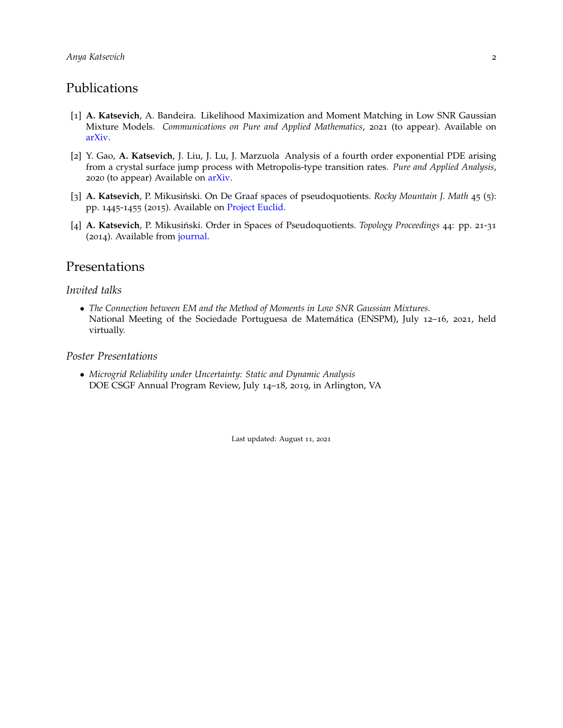## Publications

[1] **A. Katsevich**, A. Bandeira. Likelihood Maximization and Moment Matching in Low SNR Gaussian Mixture Models. *Communications on Pure and Applied Mathematics*, 2021 (to appear). Available on arXiv.

[2] Y. Gao, **A. Katsevich**, J. Liu, J. Lu, J. Marzuola Analysis of a fourth order exponential PDE arising from a crystal surface jump process with Metropolis-type transition rates. *Pure and Applied Analysis*, 2020 (to appear) Available on arXiv.

[3] **A. Katsevich**, P. Mikusiński. On De Graaf spaces of pseudoquotients. *Rocky Mountain J. Math* 45 (5): pp. 1445-1455 (2015). Available on Project Euclid.

[4] **A. Katsevich**, P. Mikusiński. Order in Spaces of Pseudoquotients. *Topology Proceedings* 44: pp. 21-31 (2014). Available from journal.

## Presentations

### *Invited talks*

- *The Connection between EM and the Method of Moments in Low SNR Gaussian Mixtures.*
  National Meeting of the Sociedade Portuguesa de Matemática (ENSPM), July 12–16, 2021, held virtually.

### *Poster Presentations*

- *Microgrid Reliability under Uncertainty: Static and Dynamic Analysis*
  DOE CSGF Annual Program Review, July 14–18, 2019, in Arlington, VA

Last updated: August 11, 2021